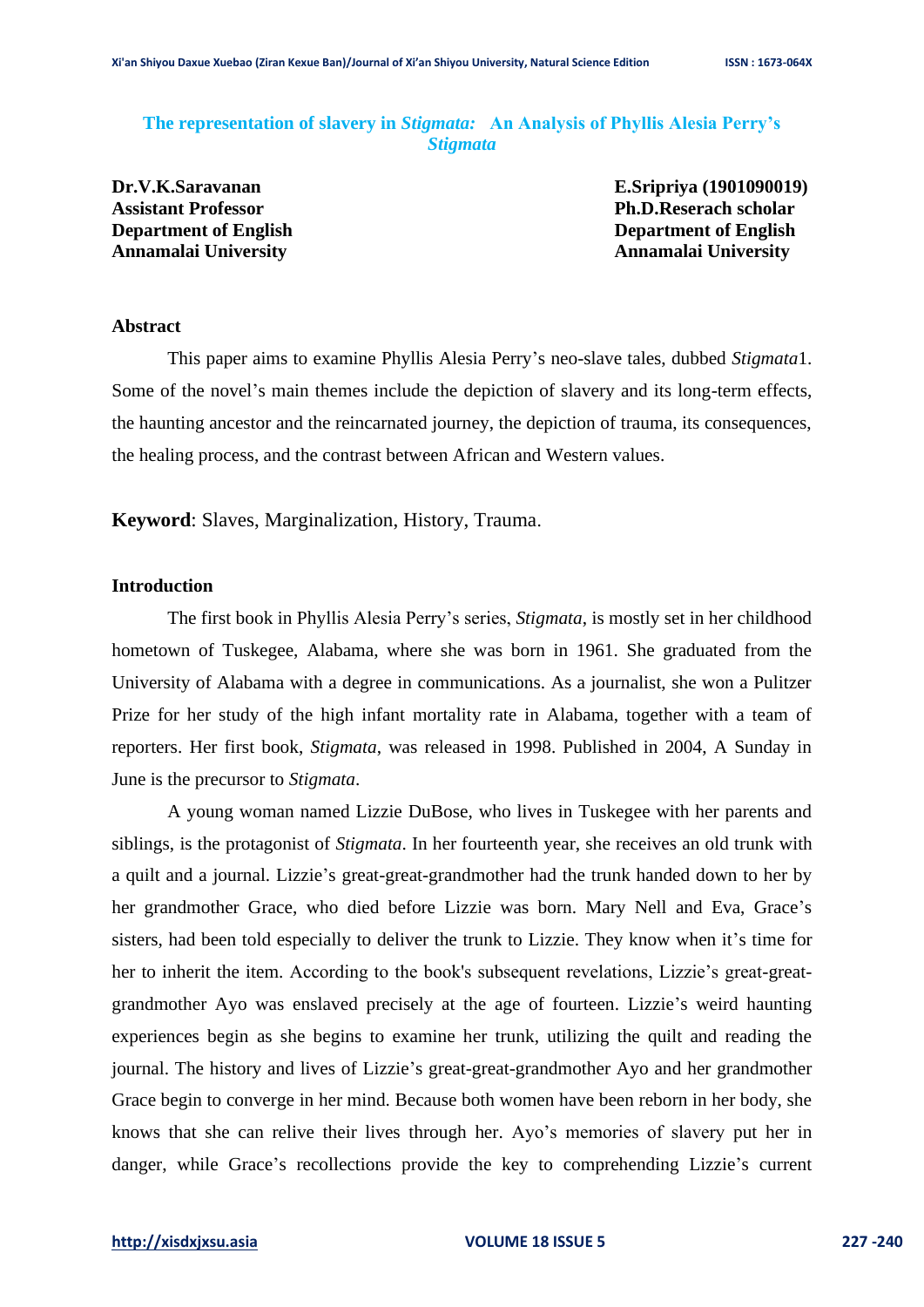# The representation of slavery in *Stigmata:* An Analysis of Phyllis Alesia Perry's *Stigmata*

**Dr.V.K.Saravanan**
**Assistant Professor**
**Department of English**
**Annamalai University**

**E.Sripriya (1901090019)**
**Ph.D.Reserach scholar**
**Department of English**
**Annamalai University**

## Abstract

This paper aims to examine Phyllis Alesia Perry's neo-slave tales, dubbed *Stigmata*1. Some of the novel's main themes include the depiction of slavery and its long-term effects, the haunting ancestor and the reincarnated journey, the depiction of trauma, its consequences, the healing process, and the contrast between African and Western values.

**Keyword**: Slaves, Marginalization, History, Trauma.

## Introduction

The first book in Phyllis Alesia Perry's series, *Stigmata*, is mostly set in her childhood hometown of Tuskegee, Alabama, where she was born in 1961. She graduated from the University of Alabama with a degree in communications. As a journalist, she won a Pulitzer Prize for her study of the high infant mortality rate in Alabama, together with a team of reporters. Her first book, *Stigmata*, was released in 1998. Published in 2004, A Sunday in June is the precursor to *Stigmata*.

A young woman named Lizzie DuBose, who lives in Tuskegee with her parents and siblings, is the protagonist of *Stigmata*. In her fourteenth year, she receives an old trunk with a quilt and a journal. Lizzie's great-great-grandmother had the trunk handed down to her by her grandmother Grace, who died before Lizzie was born. Mary Nell and Eva, Grace's sisters, had been told especially to deliver the trunk to Lizzie. They know when it's time for her to inherit the item. According to the book's subsequent revelations, Lizzie's great-great-grandmother Ayo was enslaved precisely at the age of fourteen. Lizzie's weird haunting experiences begin as she begins to examine her trunk, utilizing the quilt and reading the journal. The history and lives of Lizzie's great-great-grandmother Ayo and her grandmother Grace begin to converge in her mind. Because both women have been reborn in her body, she knows that she can relive their lives through her. Ayo's memories of slavery put her in danger, while Grace's recollections provide the key to comprehending Lizzie's current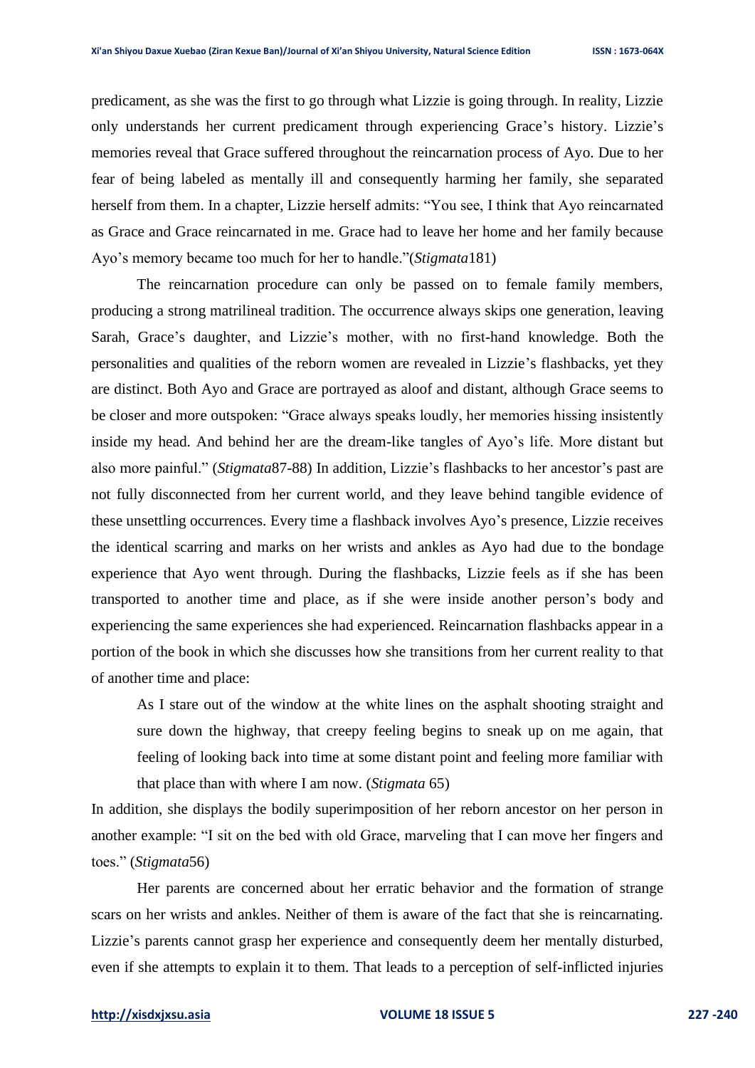predicament, as she was the first to go through what Lizzie is going through. In reality, Lizzie only understands her current predicament through experiencing Grace's history. Lizzie's memories reveal that Grace suffered throughout the reincarnation process of Ayo. Due to her fear of being labeled as mentally ill and consequently harming her family, she separated herself from them. In a chapter, Lizzie herself admits: "You see, I think that Ayo reincarnated as Grace and Grace reincarnated in me. Grace had to leave her home and her family because Ayo's memory became too much for her to handle."(*Stigmata*181)

The reincarnation procedure can only be passed on to female family members, producing a strong matrilineal tradition. The occurrence always skips one generation, leaving Sarah, Grace's daughter, and Lizzie's mother, with no first-hand knowledge. Both the personalities and qualities of the reborn women are revealed in Lizzie's flashbacks, yet they are distinct. Both Ayo and Grace are portrayed as aloof and distant, although Grace seems to be closer and more outspoken: "Grace always speaks loudly, her memories hissing insistently inside my head. And behind her are the dream-like tangles of Ayo's life. More distant but also more painful." (*Stigmata*87-88) In addition, Lizzie's flashbacks to her ancestor's past are not fully disconnected from her current world, and they leave behind tangible evidence of these unsettling occurrences. Every time a flashback involves Ayo's presence, Lizzie receives the identical scarring and marks on her wrists and ankles as Ayo had due to the bondage experience that Ayo went through. During the flashbacks, Lizzie feels as if she has been transported to another time and place, as if she were inside another person's body and experiencing the same experiences she had experienced. Reincarnation flashbacks appear in a portion of the book in which she discusses how she transitions from her current reality to that of another time and place:

> As I stare out of the window at the white lines on the asphalt shooting straight and sure down the highway, that creepy feeling begins to sneak up on me again, that feeling of looking back into time at some distant point and feeling more familiar with that place than with where I am now. (*Stigmata* 65)

In addition, she displays the bodily superimposition of her reborn ancestor on her person in another example: "I sit on the bed with old Grace, marveling that I can move her fingers and toes." (*Stigmata*56)

Her parents are concerned about her erratic behavior and the formation of strange scars on her wrists and ankles. Neither of them is aware of the fact that she is reincarnating. Lizzie's parents cannot grasp her experience and consequently deem her mentally disturbed, even if she attempts to explain it to them. That leads to a perception of self-inflicted injuries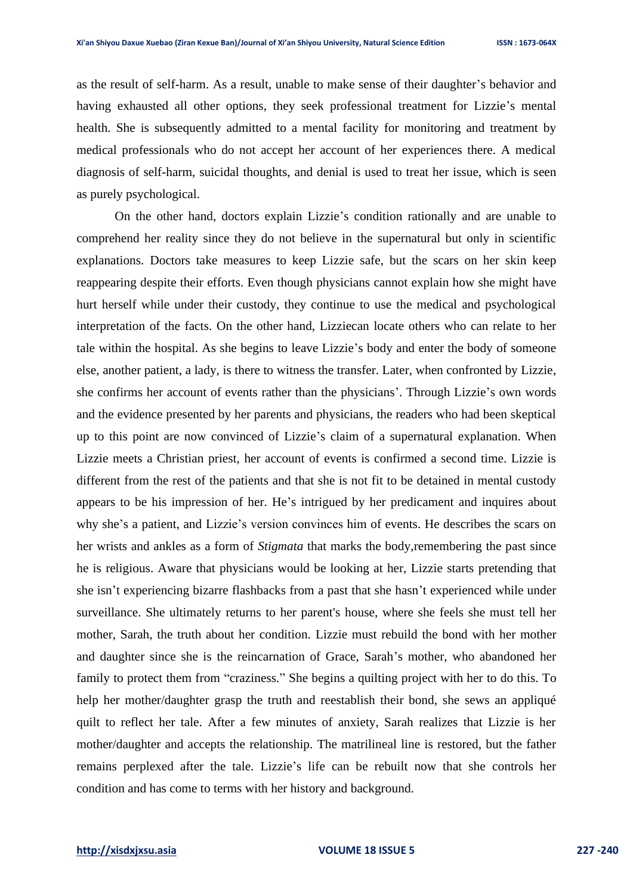as the result of self-harm. As a result, unable to make sense of their daughter's behavior and having exhausted all other options, they seek professional treatment for Lizzie's mental health. She is subsequently admitted to a mental facility for monitoring and treatment by medical professionals who do not accept her account of her experiences there. A medical diagnosis of self-harm, suicidal thoughts, and denial is used to treat her issue, which is seen as purely psychological.

On the other hand, doctors explain Lizzie's condition rationally and are unable to comprehend her reality since they do not believe in the supernatural but only in scientific explanations. Doctors take measures to keep Lizzie safe, but the scars on her skin keep reappearing despite their efforts. Even though physicians cannot explain how she might have hurt herself while under their custody, they continue to use the medical and psychological interpretation of the facts. On the other hand, Lizziecan locate others who can relate to her tale within the hospital. As she begins to leave Lizzie's body and enter the body of someone else, another patient, a lady, is there to witness the transfer. Later, when confronted by Lizzie, she confirms her account of events rather than the physicians'. Through Lizzie's own words and the evidence presented by her parents and physicians, the readers who had been skeptical up to this point are now convinced of Lizzie's claim of a supernatural explanation. When Lizzie meets a Christian priest, her account of events is confirmed a second time. Lizzie is different from the rest of the patients and that she is not fit to be detained in mental custody appears to be his impression of her. He's intrigued by her predicament and inquires about why she's a patient, and Lizzie's version convinces him of events. He describes the scars on her wrists and ankles as a form of *Stigmata* that marks the body,remembering the past since he is religious. Aware that physicians would be looking at her, Lizzie starts pretending that she isn't experiencing bizarre flashbacks from a past that she hasn't experienced while under surveillance. She ultimately returns to her parent's house, where she feels she must tell her mother, Sarah, the truth about her condition. Lizzie must rebuild the bond with her mother and daughter since she is the reincarnation of Grace, Sarah's mother, who abandoned her family to protect them from "craziness." She begins a quilting project with her to do this. To help her mother/daughter grasp the truth and reestablish their bond, she sews an appliqué quilt to reflect her tale. After a few minutes of anxiety, Sarah realizes that Lizzie is her mother/daughter and accepts the relationship. The matrilineal line is restored, but the father remains perplexed after the tale. Lizzie's life can be rebuilt now that she controls her condition and has come to terms with her history and background.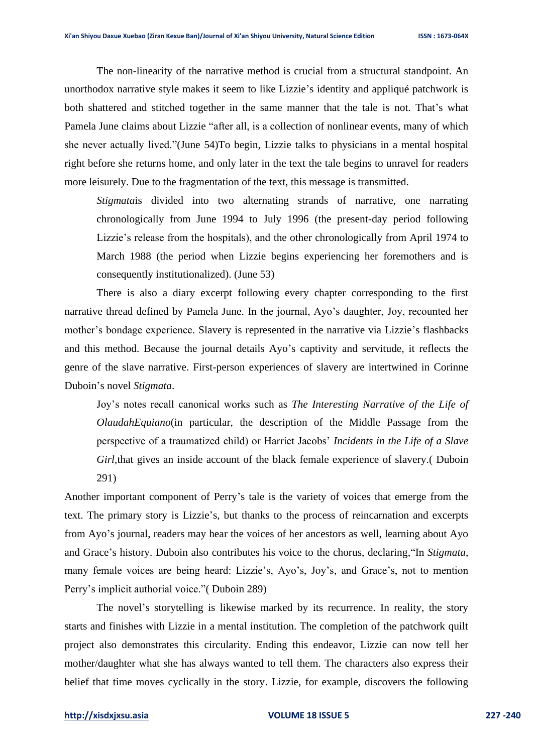The non-linearity of the narrative method is crucial from a structural standpoint. An unorthodox narrative style makes it seem to like Lizzie's identity and appliqué patchwork is both shattered and stitched together in the same manner that the tale is not. That's what Pamela June claims about Lizzie "after all, is a collection of nonlinear events, many of which she never actually lived."(June 54)To begin, Lizzie talks to physicians in a mental hospital right before she returns home, and only later in the text the tale begins to unravel for readers more leisurely. Due to the fragmentation of the text, this message is transmitted.

> *Stigmata*is divided into two alternating strands of narrative, one narrating chronologically from June 1994 to July 1996 (the present-day period following Lizzie's release from the hospitals), and the other chronologically from April 1974 to March 1988 (the period when Lizzie begins experiencing her foremothers and is consequently institutionalized). (June 53)

There is also a diary excerpt following every chapter corresponding to the first narrative thread defined by Pamela June. In the journal, Ayo's daughter, Joy, recounted her mother's bondage experience. Slavery is represented in the narrative via Lizzie's flashbacks and this method. Because the journal details Ayo's captivity and servitude, it reflects the genre of the slave narrative. First-person experiences of slavery are intertwined in Corinne Duboin's novel *Stigmata*.

> Joy's notes recall canonical works such as *The Interesting Narrative of the Life of OlaudahEquiano*(in particular, the description of the Middle Passage from the perspective of a traumatized child) or Harriet Jacobs' *Incidents in the Life of a Slave Girl*,that gives an inside account of the black female experience of slavery.( Duboin 291)

Another important component of Perry's tale is the variety of voices that emerge from the text. The primary story is Lizzie's, but thanks to the process of reincarnation and excerpts from Ayo's journal, readers may hear the voices of her ancestors as well, learning about Ayo and Grace's history. Duboin also contributes his voice to the chorus, declaring,"In *Stigmata*, many female voices are being heard: Lizzie's, Ayo's, Joy's, and Grace's, not to mention Perry's implicit authorial voice."( Duboin 289)

The novel's storytelling is likewise marked by its recurrence. In reality, the story starts and finishes with Lizzie in a mental institution. The completion of the patchwork quilt project also demonstrates this circularity. Ending this endeavor, Lizzie can now tell her mother/daughter what she has always wanted to tell them. The characters also express their belief that time moves cyclically in the story. Lizzie, for example, discovers the following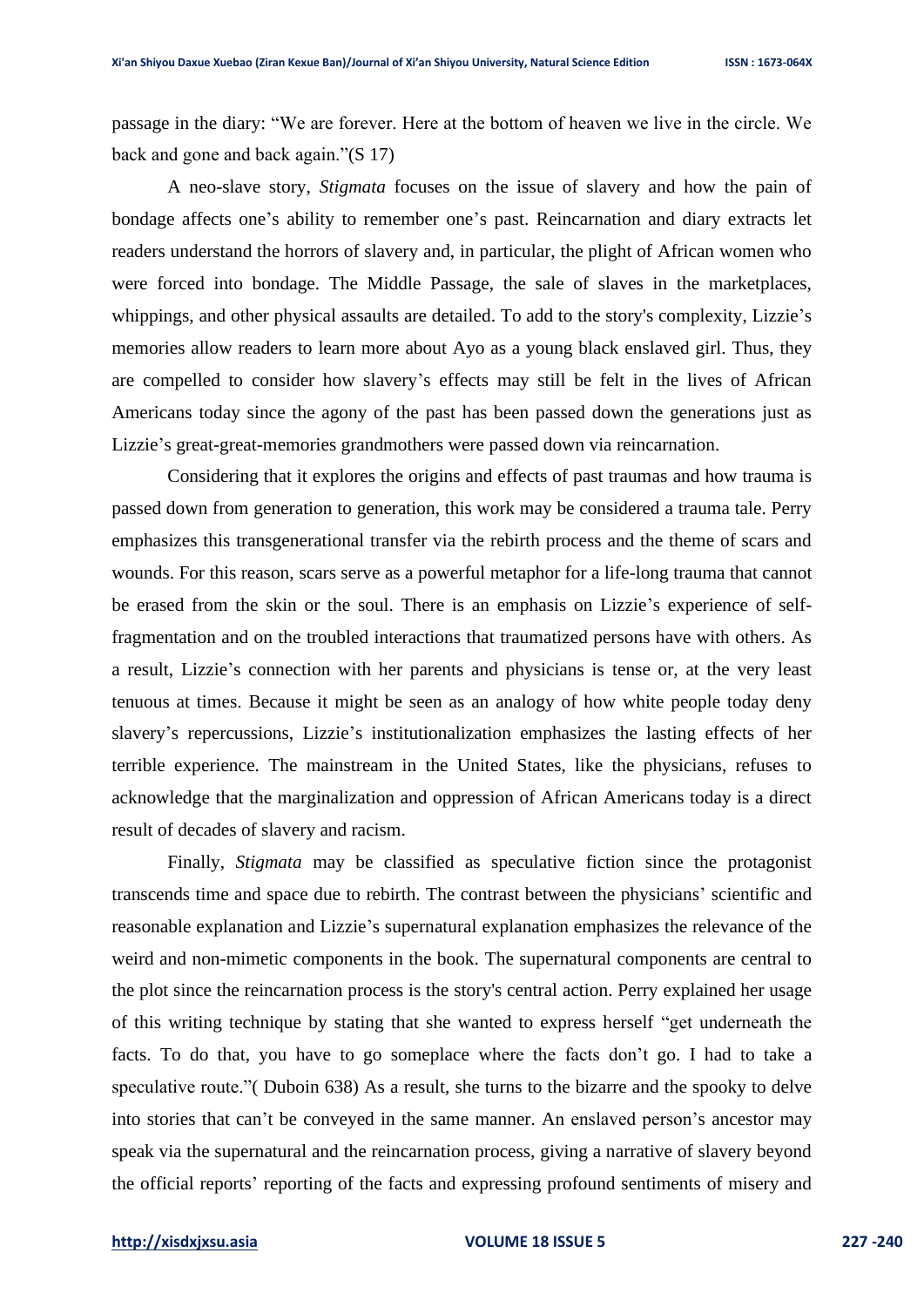passage in the diary: “We are forever. Here at the bottom of heaven we live in the circle. We back and gone and back again.”(S 17)

A neo-slave story, *Stigmata* focuses on the issue of slavery and how the pain of bondage affects one’s ability to remember one’s past. Reincarnation and diary extracts let readers understand the horrors of slavery and, in particular, the plight of African women who were forced into bondage. The Middle Passage, the sale of slaves in the marketplaces, whippings, and other physical assaults are detailed. To add to the story's complexity, Lizzie’s memories allow readers to learn more about Ayo as a young black enslaved girl. Thus, they are compelled to consider how slavery’s effects may still be felt in the lives of African Americans today since the agony of the past has been passed down the generations just as Lizzie’s great-great-memories grandmothers were passed down via reincarnation.

Considering that it explores the origins and effects of past traumas and how trauma is passed down from generation to generation, this work may be considered a trauma tale. Perry emphasizes this transgenerational transfer via the rebirth process and the theme of scars and wounds. For this reason, scars serve as a powerful metaphor for a life-long trauma that cannot be erased from the skin or the soul. There is an emphasis on Lizzie’s experience of self-fragmentation and on the troubled interactions that traumatized persons have with others. As a result, Lizzie’s connection with her parents and physicians is tense or, at the very least tenuous at times. Because it might be seen as an analogy of how white people today deny slavery’s repercussions, Lizzie’s institutionalization emphasizes the lasting effects of her terrible experience. The mainstream in the United States, like the physicians, refuses to acknowledge that the marginalization and oppression of African Americans today is a direct result of decades of slavery and racism.

Finally, *Stigmata* may be classified as speculative fiction since the protagonist transcends time and space due to rebirth. The contrast between the physicians’ scientific and reasonable explanation and Lizzie’s supernatural explanation emphasizes the relevance of the weird and non-mimetic components in the book. The supernatural components are central to the plot since the reincarnation process is the story's central action. Perry explained her usage of this writing technique by stating that she wanted to express herself “get underneath the facts. To do that, you have to go someplace where the facts don’t go. I had to take a speculative route.”( Duboin 638) As a result, she turns to the bizarre and the spooky to delve into stories that can’t be conveyed in the same manner. An enslaved person’s ancestor may speak via the supernatural and the reincarnation process, giving a narrative of slavery beyond the official reports’ reporting of the facts and expressing profound sentiments of misery and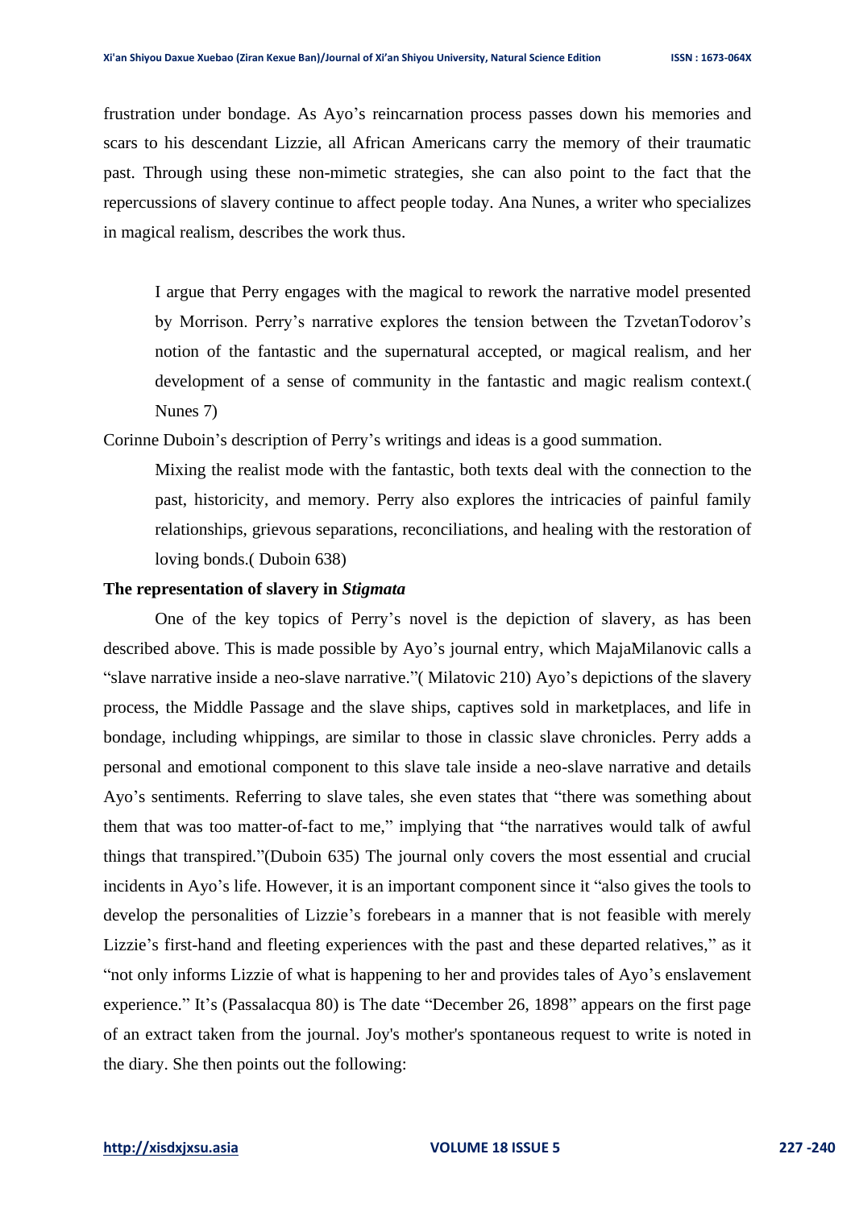frustration under bondage. As Ayo's reincarnation process passes down his memories and scars to his descendant Lizzie, all African Americans carry the memory of their traumatic past. Through using these non-mimetic strategies, she can also point to the fact that the repercussions of slavery continue to affect people today. Ana Nunes, a writer who specializes in magical realism, describes the work thus.

> I argue that Perry engages with the magical to rework the narrative model presented by Morrison. Perry's narrative explores the tension between the TzvetanTodorov's notion of the fantastic and the supernatural accepted, or magical realism, and her development of a sense of community in the fantastic and magic realism context.( Nunes 7)

Corinne Duboin's description of Perry's writings and ideas is a good summation.

> Mixing the realist mode with the fantastic, both texts deal with the connection to the past, historicity, and memory. Perry also explores the intricacies of painful family relationships, grievous separations, reconciliations, and healing with the restoration of loving bonds.( Duboin 638)

**The representation of slavery in *Stigmata***

One of the key topics of Perry's novel is the depiction of slavery, as has been described above. This is made possible by Ayo's journal entry, which MajaMilanovic calls a "slave narrative inside a neo-slave narrative."( Milatovic 210) Ayo's depictions of the slavery process, the Middle Passage and the slave ships, captives sold in marketplaces, and life in bondage, including whippings, are similar to those in classic slave chronicles. Perry adds a personal and emotional component to this slave tale inside a neo-slave narrative and details Ayo's sentiments. Referring to slave tales, she even states that "there was something about them that was too matter-of-fact to me," implying that "the narratives would talk of awful things that transpired."(Duboin 635) The journal only covers the most essential and crucial incidents in Ayo's life. However, it is an important component since it "also gives the tools to develop the personalities of Lizzie's forebears in a manner that is not feasible with merely Lizzie's first-hand and fleeting experiences with the past and these departed relatives," as it "not only informs Lizzie of what is happening to her and provides tales of Ayo's enslavement experience." It's (Passalacqua 80) is The date "December 26, 1898" appears on the first page of an extract taken from the journal. Joy's mother's spontaneous request to write is noted in the diary. She then points out the following: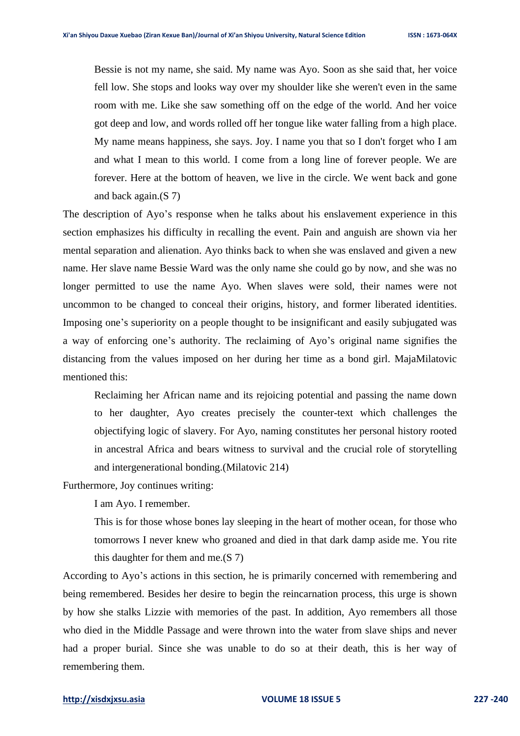> Bessie is not my name, she said. My name was Ayo. Soon as she said that, her voice fell low. She stops and looks way over my shoulder like she weren't even in the same room with me. Like she saw something off on the edge of the world. And her voice got deep and low, and words rolled off her tongue like water falling from a high place. My name means happiness, she says. Joy. I name you that so I don't forget who I am and what I mean to this world. I come from a long line of forever people. We are forever. Here at the bottom of heaven, we live in the circle. We went back and gone and back again.(S 7)

The description of Ayo's response when he talks about his enslavement experience in this section emphasizes his difficulty in recalling the event. Pain and anguish are shown via her mental separation and alienation. Ayo thinks back to when she was enslaved and given a new name. Her slave name Bessie Ward was the only name she could go by now, and she was no longer permitted to use the name Ayo. When slaves were sold, their names were not uncommon to be changed to conceal their origins, history, and former liberated identities. Imposing one's superiority on a people thought to be insignificant and easily subjugated was a way of enforcing one's authority. The reclaiming of Ayo's original name signifies the distancing from the values imposed on her during her time as a bond girl. MajaMilatovic mentioned this:

> Reclaiming her African name and its rejoicing potential and passing the name down to her daughter, Ayo creates precisely the counter-text which challenges the objectifying logic of slavery. For Ayo, naming constitutes her personal history rooted in ancestral Africa and bears witness to survival and the crucial role of storytelling and intergenerational bonding.(Milatovic 214)

Furthermore, Joy continues writing:

> I am Ayo. I remember.
>
> This is for those whose bones lay sleeping in the heart of mother ocean, for those who tomorrows I never knew who groaned and died in that dark damp aside me. You rite this daughter for them and me.(S 7)

According to Ayo's actions in this section, he is primarily concerned with remembering and being remembered. Besides her desire to begin the reincarnation process, this urge is shown by how she stalks Lizzie with memories of the past. In addition, Ayo remembers all those who died in the Middle Passage and were thrown into the water from slave ships and never had a proper burial. Since she was unable to do so at their death, this is her way of remembering them.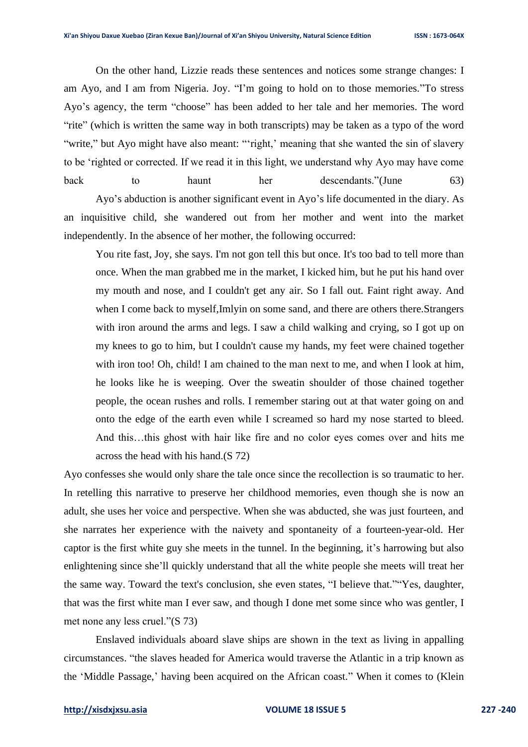On the other hand, Lizzie reads these sentences and notices some strange changes: I am Ayo, and I am from Nigeria. Joy. "I'm going to hold on to those memories."To stress Ayo's agency, the term "choose" has been added to her tale and her memories. The word "rite" (which is written the same way in both transcripts) may be taken as a typo of the word "write," but Ayo might have also meant: "'right,' meaning that she wanted the sin of slavery to be 'righted or corrected. If we read it in this light, we understand why Ayo may have come back to haunt her descendants."(June 63)

Ayo's abduction is another significant event in Ayo's life documented in the diary. As an inquisitive child, she wandered out from her mother and went into the market independently. In the absence of her mother, the following occurred:

> You rite fast, Joy, she says. I'm not gon tell this but once. It's too bad to tell more than once. When the man grabbed me in the market, I kicked him, but he put his hand over my mouth and nose, and I couldn't get any air. So I fall out. Faint right away. And when I come back to myself,Imlyin on some sand, and there are others there.Strangers with iron around the arms and legs. I saw a child walking and crying, so I got up on my knees to go to him, but I couldn't cause my hands, my feet were chained together with iron too! Oh, child! I am chained to the man next to me, and when I look at him, he looks like he is weeping. Over the sweatin shoulder of those chained together people, the ocean rushes and rolls. I remember staring out at that water going on and onto the edge of the earth even while I screamed so hard my nose started to bleed. And this…this ghost with hair like fire and no color eyes comes over and hits me across the head with his hand.(S 72)

Ayo confesses she would only share the tale once since the recollection is so traumatic to her. In retelling this narrative to preserve her childhood memories, even though she is now an adult, she uses her voice and perspective. When she was abducted, she was just fourteen, and she narrates her experience with the naivety and spontaneity of a fourteen-year-old. Her captor is the first white guy she meets in the tunnel. In the beginning, it's harrowing but also enlightening since she'll quickly understand that all the white people she meets will treat her the same way. Toward the text's conclusion, she even states, "I believe that.""Yes, daughter, that was the first white man I ever saw, and though I done met some since who was gentler, I met none any less cruel."(S 73)

Enslaved individuals aboard slave ships are shown in the text as living in appalling circumstances. "the slaves headed for America would traverse the Atlantic in a trip known as the 'Middle Passage,' having been acquired on the African coast." When it comes to (Klein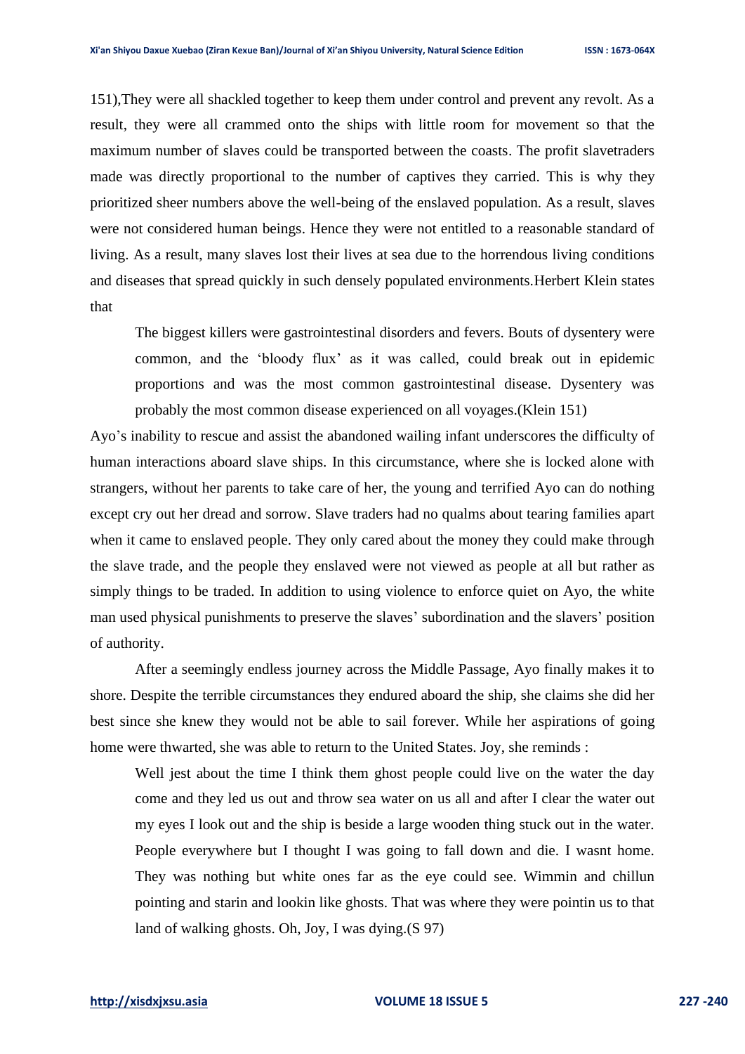151),They were all shackled together to keep them under control and prevent any revolt. As a result, they were all crammed onto the ships with little room for movement so that the maximum number of slaves could be transported between the coasts. The profit slavetraders made was directly proportional to the number of captives they carried. This is why they prioritized sheer numbers above the well-being of the enslaved population. As a result, slaves were not considered human beings. Hence they were not entitled to a reasonable standard of living. As a result, many slaves lost their lives at sea due to the horrendous living conditions and diseases that spread quickly in such densely populated environments.Herbert Klein states that

> The biggest killers were gastrointestinal disorders and fevers. Bouts of dysentery were common, and the 'bloody flux' as it was called, could break out in epidemic proportions and was the most common gastrointestinal disease. Dysentery was probably the most common disease experienced on all voyages.(Klein 151)

Ayo's inability to rescue and assist the abandoned wailing infant underscores the difficulty of human interactions aboard slave ships. In this circumstance, where she is locked alone with strangers, without her parents to take care of her, the young and terrified Ayo can do nothing except cry out her dread and sorrow. Slave traders had no qualms about tearing families apart when it came to enslaved people. They only cared about the money they could make through the slave trade, and the people they enslaved were not viewed as people at all but rather as simply things to be traded. In addition to using violence to enforce quiet on Ayo, the white man used physical punishments to preserve the slaves' subordination and the slavers' position of authority.

After a seemingly endless journey across the Middle Passage, Ayo finally makes it to shore. Despite the terrible circumstances they endured aboard the ship, she claims she did her best since she knew they would not be able to sail forever. While her aspirations of going home were thwarted, she was able to return to the United States. Joy, she reminds :

> Well jest about the time I think them ghost people could live on the water the day come and they led us out and throw sea water on us all and after I clear the water out my eyes I look out and the ship is beside a large wooden thing stuck out in the water. People everywhere but I thought I was going to fall down and die. I wasnt home. They was nothing but white ones far as the eye could see. Wimmin and chillun pointing and starin and lookin like ghosts. That was where they were pointin us to that land of walking ghosts. Oh, Joy, I was dying.(S 97)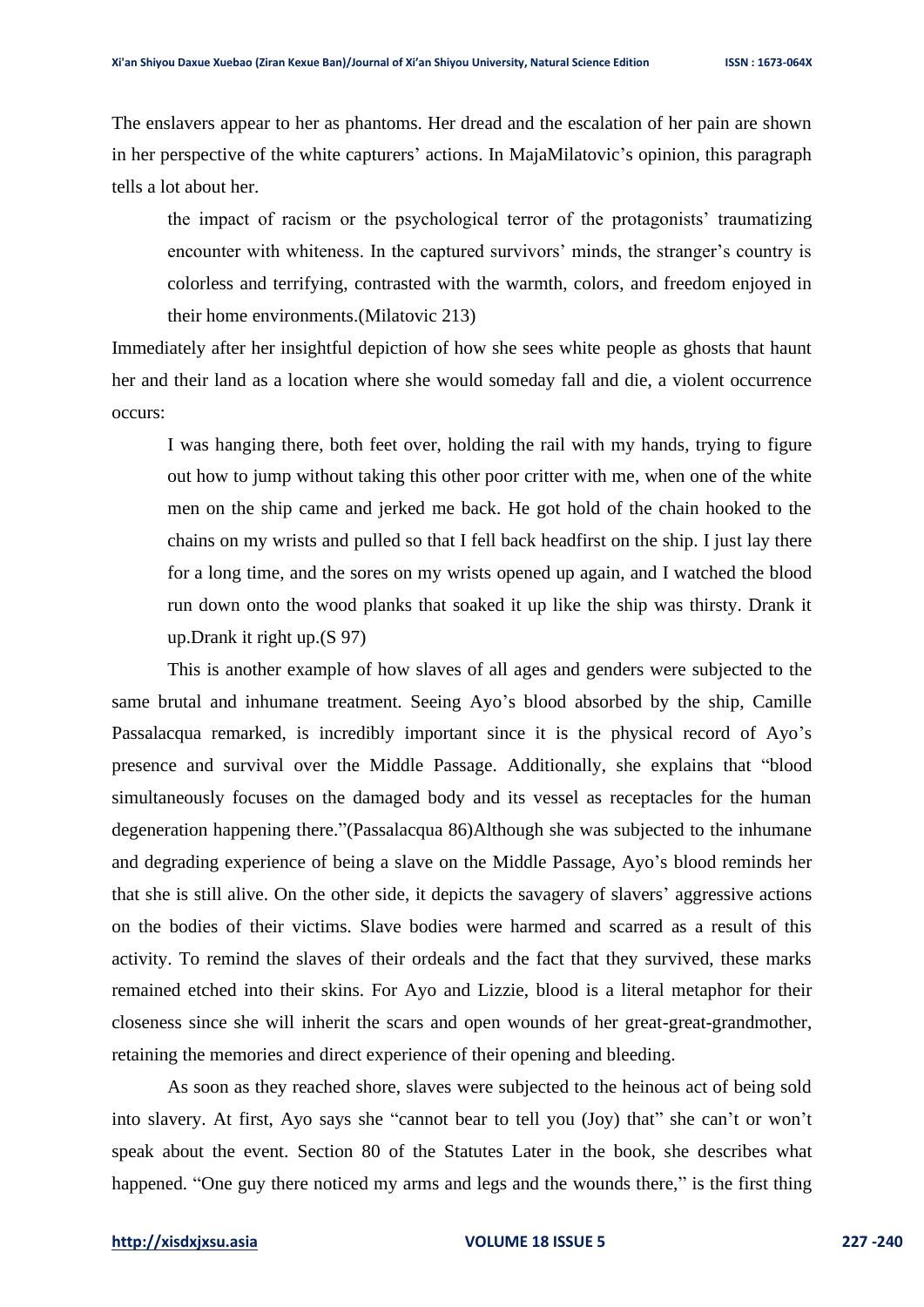The enslavers appear to her as phantoms. Her dread and the escalation of her pain are shown in her perspective of the white capturers' actions. In MajaMilatovic's opinion, this paragraph tells a lot about her.

> the impact of racism or the psychological terror of the protagonists' traumatizing encounter with whiteness. In the captured survivors' minds, the stranger's country is colorless and terrifying, contrasted with the warmth, colors, and freedom enjoyed in their home environments.(Milatovic 213)

Immediately after her insightful depiction of how she sees white people as ghosts that haunt her and their land as a location where she would someday fall and die, a violent occurrence occurs:

> I was hanging there, both feet over, holding the rail with my hands, trying to figure out how to jump without taking this other poor critter with me, when one of the white men on the ship came and jerked me back. He got hold of the chain hooked to the chains on my wrists and pulled so that I fell back headfirst on the ship. I just lay there for a long time, and the sores on my wrists opened up again, and I watched the blood run down onto the wood planks that soaked it up like the ship was thirsty. Drank it up.Drank it right up.(S 97)

This is another example of how slaves of all ages and genders were subjected to the same brutal and inhumane treatment. Seeing Ayo's blood absorbed by the ship, Camille Passalacqua remarked, is incredibly important since it is the physical record of Ayo's presence and survival over the Middle Passage. Additionally, she explains that "blood simultaneously focuses on the damaged body and its vessel as receptacles for the human degeneration happening there."(Passalacqua 86)Although she was subjected to the inhumane and degrading experience of being a slave on the Middle Passage, Ayo's blood reminds her that she is still alive. On the other side, it depicts the savagery of slavers' aggressive actions on the bodies of their victims. Slave bodies were harmed and scarred as a result of this activity. To remind the slaves of their ordeals and the fact that they survived, these marks remained etched into their skins. For Ayo and Lizzie, blood is a literal metaphor for their closeness since she will inherit the scars and open wounds of her great-great-grandmother, retaining the memories and direct experience of their opening and bleeding.

As soon as they reached shore, slaves were subjected to the heinous act of being sold into slavery. At first, Ayo says she "cannot bear to tell you (Joy) that" she can't or won't speak about the event. Section 80 of the Statutes Later in the book, she describes what happened. "One guy there noticed my arms and legs and the wounds there," is the first thing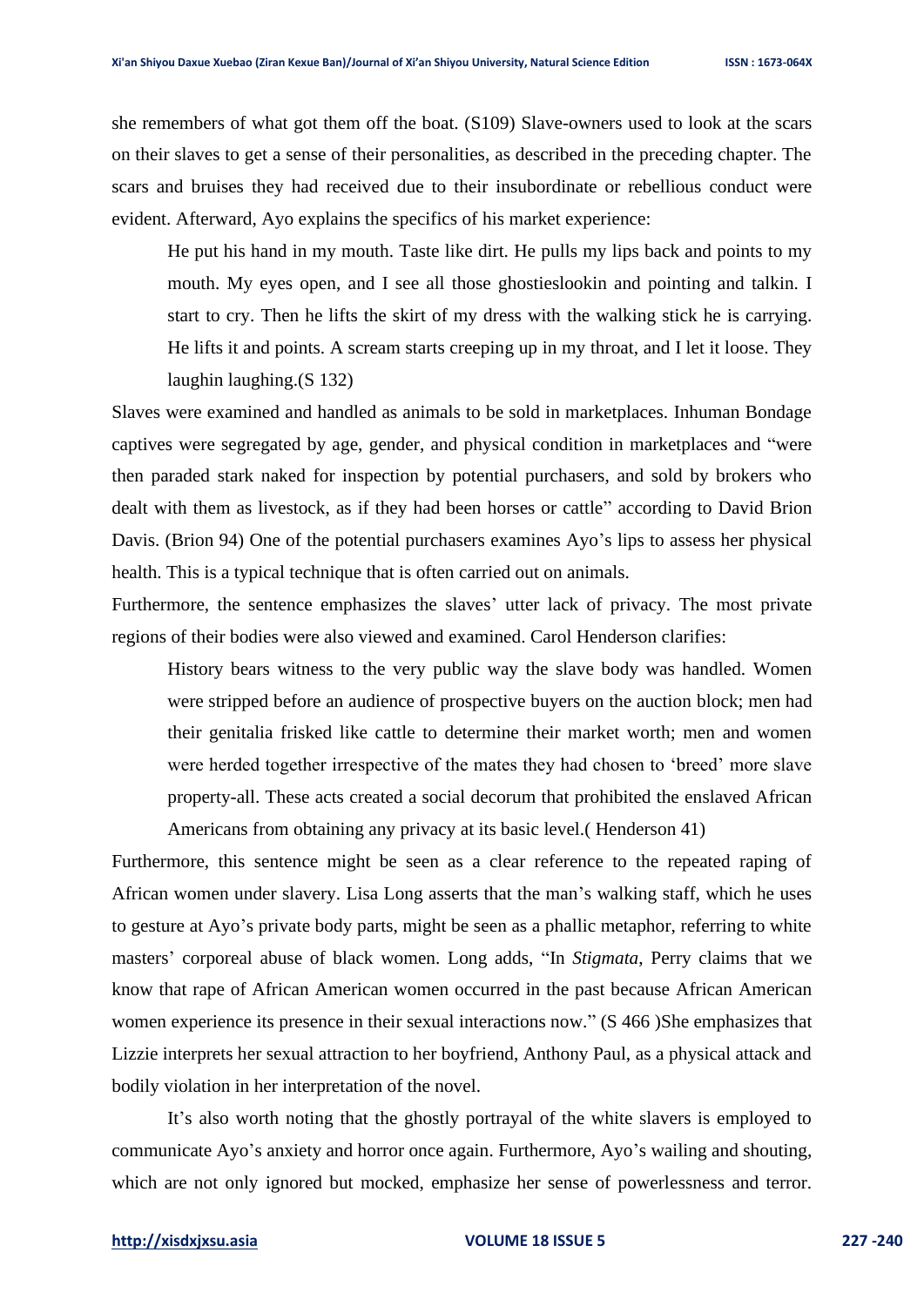she remembers of what got them off the boat. (S109) Slave-owners used to look at the scars on their slaves to get a sense of their personalities, as described in the preceding chapter. The scars and bruises they had received due to their insubordinate or rebellious conduct were evident. Afterward, Ayo explains the specifics of his market experience:

> He put his hand in my mouth. Taste like dirt. He pulls my lips back and points to my mouth. My eyes open, and I see all those ghostieslookin and pointing and talkin. I start to cry. Then he lifts the skirt of my dress with the walking stick he is carrying. He lifts it and points. A scream starts creeping up in my throat, and I let it loose. They laughin laughing.(S 132)

Slaves were examined and handled as animals to be sold in marketplaces. Inhuman Bondage captives were segregated by age, gender, and physical condition in marketplaces and "were then paraded stark naked for inspection by potential purchasers, and sold by brokers who dealt with them as livestock, as if they had been horses or cattle" according to David Brion Davis. (Brion 94) One of the potential purchasers examines Ayo's lips to assess her physical health. This is a typical technique that is often carried out on animals.

Furthermore, the sentence emphasizes the slaves' utter lack of privacy. The most private regions of their bodies were also viewed and examined. Carol Henderson clarifies:

> History bears witness to the very public way the slave body was handled. Women were stripped before an audience of prospective buyers on the auction block; men had their genitalia frisked like cattle to determine their market worth; men and women were herded together irrespective of the mates they had chosen to 'breed' more slave property-all. These acts created a social decorum that prohibited the enslaved African Americans from obtaining any privacy at its basic level.( Henderson 41)

Furthermore, this sentence might be seen as a clear reference to the repeated raping of African women under slavery. Lisa Long asserts that the man's walking staff, which he uses to gesture at Ayo's private body parts, might be seen as a phallic metaphor, referring to white masters' corporeal abuse of black women. Long adds, "In *Stigmata*, Perry claims that we know that rape of African American women occurred in the past because African American women experience its presence in their sexual interactions now." (S 466 )She emphasizes that Lizzie interprets her sexual attraction to her boyfriend, Anthony Paul, as a physical attack and bodily violation in her interpretation of the novel.

It's also worth noting that the ghostly portrayal of the white slavers is employed to communicate Ayo's anxiety and horror once again. Furthermore, Ayo's wailing and shouting, which are not only ignored but mocked, emphasize her sense of powerlessness and terror.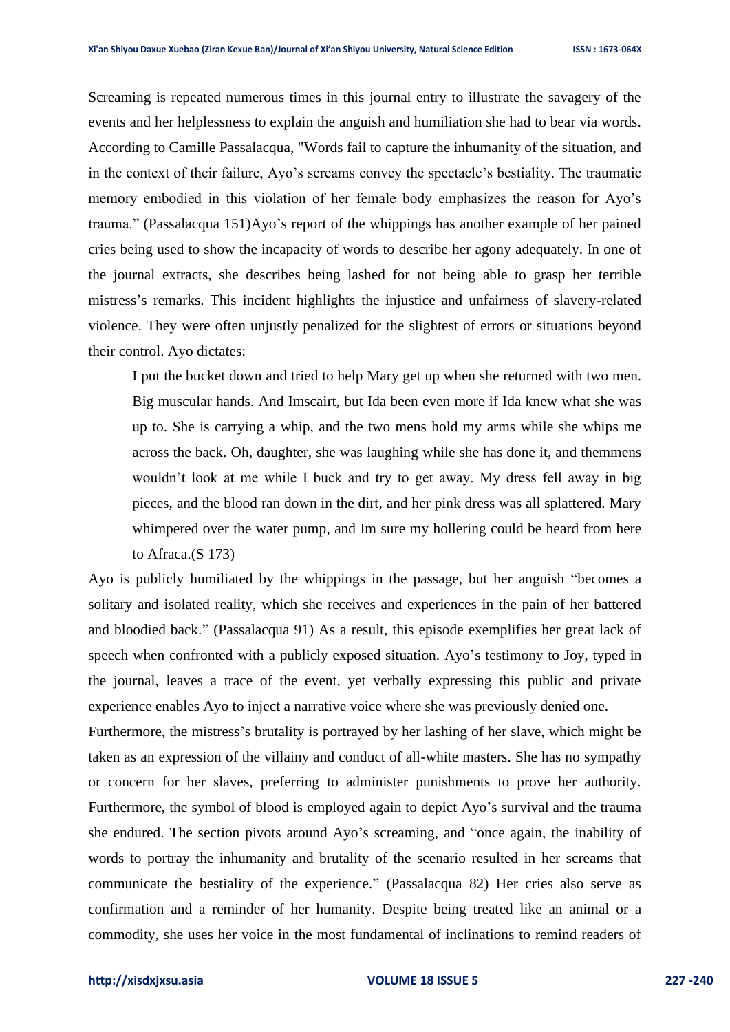Screaming is repeated numerous times in this journal entry to illustrate the savagery of the events and her helplessness to explain the anguish and humiliation she had to bear via words. According to Camille Passalacqua, "Words fail to capture the inhumanity of the situation, and in the context of their failure, Ayo's screams convey the spectacle's bestiality. The traumatic memory embodied in this violation of her female body emphasizes the reason for Ayo's trauma." (Passalacqua 151)Ayo's report of the whippings has another example of her pained cries being used to show the incapacity of words to describe her agony adequately. In one of the journal extracts, she describes being lashed for not being able to grasp her terrible mistress's remarks. This incident highlights the injustice and unfairness of slavery-related violence. They were often unjustly penalized for the slightest of errors or situations beyond their control. Ayo dictates:

> I put the bucket down and tried to help Mary get up when she returned with two men. Big muscular hands. And Imscairt, but Ida been even more if Ida knew what she was up to. She is carrying a whip, and the two mens hold my arms while she whips me across the back. Oh, daughter, she was laughing while she has done it, and themmens wouldn't look at me while I buck and try to get away. My dress fell away in big pieces, and the blood ran down in the dirt, and her pink dress was all splattered. Mary whimpered over the water pump, and Im sure my hollering could be heard from here to Afraca.(S 173)

Ayo is publicly humiliated by the whippings in the passage, but her anguish "becomes a solitary and isolated reality, which she receives and experiences in the pain of her battered and bloodied back." (Passalacqua 91) As a result, this episode exemplifies her great lack of speech when confronted with a publicly exposed situation. Ayo's testimony to Joy, typed in the journal, leaves a trace of the event, yet verbally expressing this public and private experience enables Ayo to inject a narrative voice where she was previously denied one.

Furthermore, the mistress's brutality is portrayed by her lashing of her slave, which might be taken as an expression of the villainy and conduct of all-white masters. She has no sympathy or concern for her slaves, preferring to administer punishments to prove her authority. Furthermore, the symbol of blood is employed again to depict Ayo's survival and the trauma she endured. The section pivots around Ayo's screaming, and "once again, the inability of words to portray the inhumanity and brutality of the scenario resulted in her screams that communicate the bestiality of the experience." (Passalacqua 82) Her cries also serve as confirmation and a reminder of her humanity. Despite being treated like an animal or a commodity, she uses her voice in the most fundamental of inclinations to remind readers of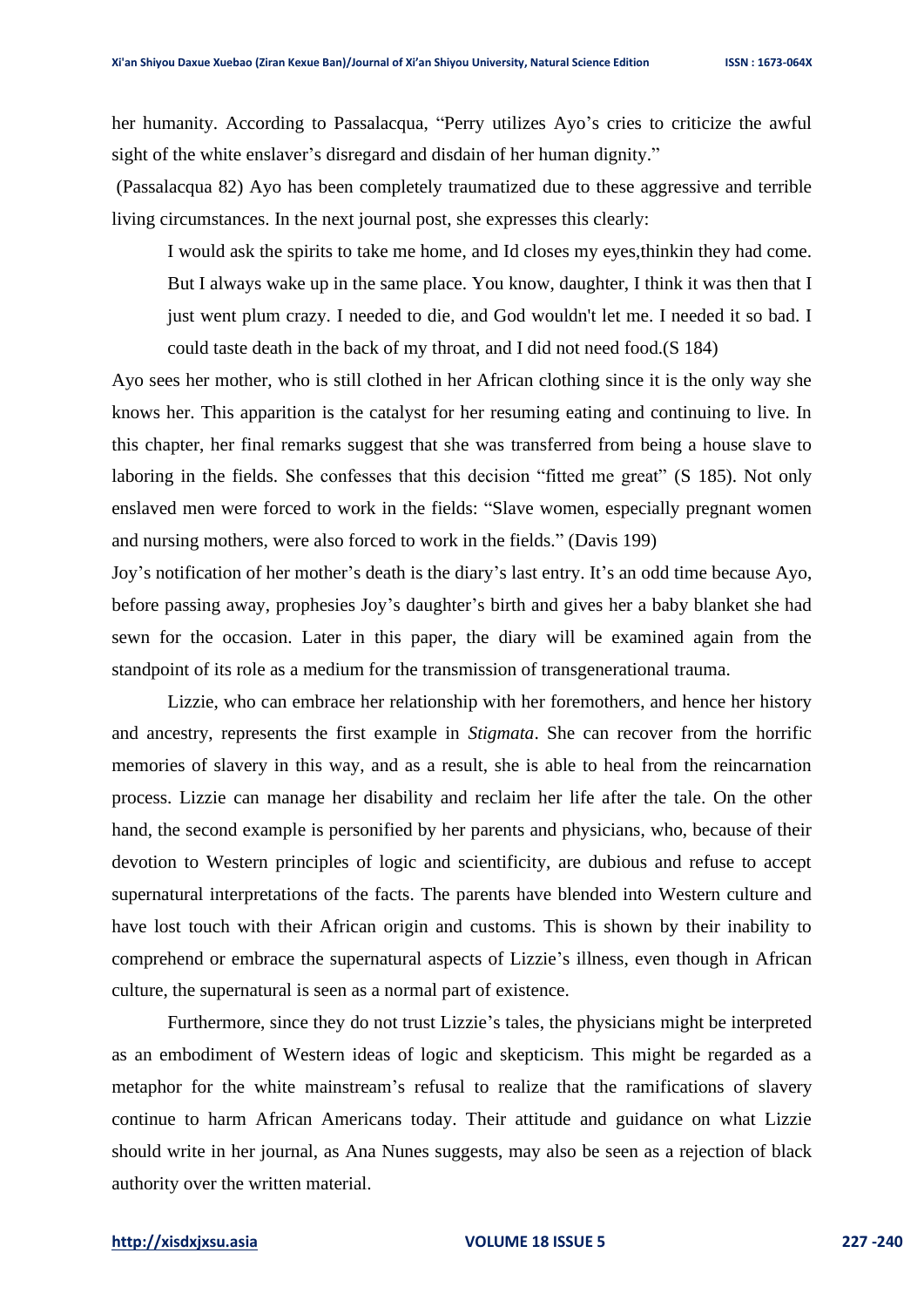her humanity. According to Passalacqua, "Perry utilizes Ayo's cries to criticize the awful sight of the white enslaver's disregard and disdain of her human dignity."

(Passalacqua 82) Ayo has been completely traumatized due to these aggressive and terrible living circumstances. In the next journal post, she expresses this clearly:

> I would ask the spirits to take me home, and Id closes my eyes,thinkin they had come. But I always wake up in the same place. You know, daughter, I think it was then that I just went plum crazy. I needed to die, and God wouldn't let me. I needed it so bad. I could taste death in the back of my throat, and I did not need food.(S 184)

Ayo sees her mother, who is still clothed in her African clothing since it is the only way she knows her. This apparition is the catalyst for her resuming eating and continuing to live. In this chapter, her final remarks suggest that she was transferred from being a house slave to laboring in the fields. She confesses that this decision "fitted me great" (S 185). Not only enslaved men were forced to work in the fields: "Slave women, especially pregnant women and nursing mothers, were also forced to work in the fields." (Davis 199)

Joy's notification of her mother's death is the diary's last entry. It's an odd time because Ayo, before passing away, prophesies Joy's daughter's birth and gives her a baby blanket she had sewn for the occasion. Later in this paper, the diary will be examined again from the standpoint of its role as a medium for the transmission of transgenerational trauma.

Lizzie, who can embrace her relationship with her foremothers, and hence her history and ancestry, represents the first example in *Stigmata*. She can recover from the horrific memories of slavery in this way, and as a result, she is able to heal from the reincarnation process. Lizzie can manage her disability and reclaim her life after the tale. On the other hand, the second example is personified by her parents and physicians, who, because of their devotion to Western principles of logic and scientificity, are dubious and refuse to accept supernatural interpretations of the facts. The parents have blended into Western culture and have lost touch with their African origin and customs. This is shown by their inability to comprehend or embrace the supernatural aspects of Lizzie's illness, even though in African culture, the supernatural is seen as a normal part of existence.

Furthermore, since they do not trust Lizzie's tales, the physicians might be interpreted as an embodiment of Western ideas of logic and skepticism. This might be regarded as a metaphor for the white mainstream's refusal to realize that the ramifications of slavery continue to harm African Americans today. Their attitude and guidance on what Lizzie should write in her journal, as Ana Nunes suggests, may also be seen as a rejection of black authority over the written material.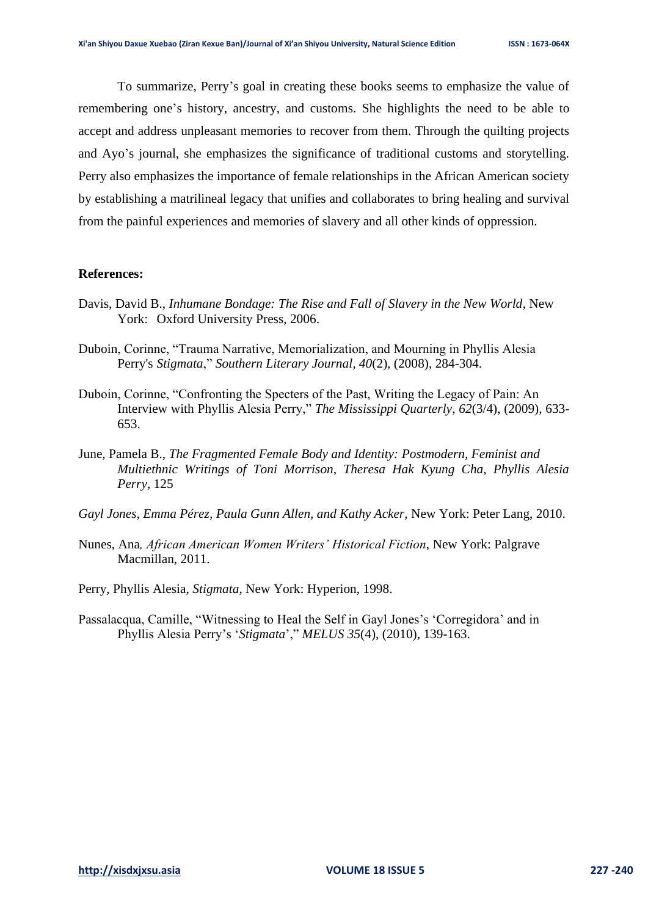To summarize, Perry's goal in creating these books seems to emphasize the value of remembering one's history, ancestry, and customs. She highlights the need to be able to accept and address unpleasant memories to recover from them. Through the quilting projects and Ayo's journal, she emphasizes the significance of traditional customs and storytelling. Perry also emphasizes the importance of female relationships in the African American society by establishing a matrilineal legacy that unifies and collaborates to bring healing and survival from the painful experiences and memories of slavery and all other kinds of oppression.

**References:**

Davis, David B., *Inhumane Bondage: The Rise and Fall of Slavery in the New World*, New York: Oxford University Press, 2006.

Duboin, Corinne, "Trauma Narrative, Memorialization, and Mourning in Phyllis Alesia Perry's *Stigmata*," *Southern Literary Journal, 40*(2), (2008), 284-304.

Duboin, Corinne, "Confronting the Specters of the Past, Writing the Legacy of Pain: An Interview with Phyllis Alesia Perry," *The Mississippi Quarterly*, *62*(3/4), (2009), 633-653.

June, Pamela B., *The Fragmented Female Body and Identity: Postmodern, Feminist and Multiethnic Writings of Toni Morrison, Theresa Hak Kyung Cha, Phyllis Alesia Perry*, 125

*Gayl Jones, Emma Pérez, Paula Gunn Allen, and Kathy Acker*, New York: Peter Lang, 2010.

Nunes, Ana, *African American Women Writers' Historical Fiction*, New York: Palgrave Macmillan, 2011.

Perry, Phyllis Alesia, *Stigmata*, New York: Hyperion, 1998.

Passalacqua, Camille, "Witnessing to Heal the Self in Gayl Jones's 'Corregidora' and in Phyllis Alesia Perry's '*Stigmata*'," *MELUS 35*(4), (2010), 139-163.